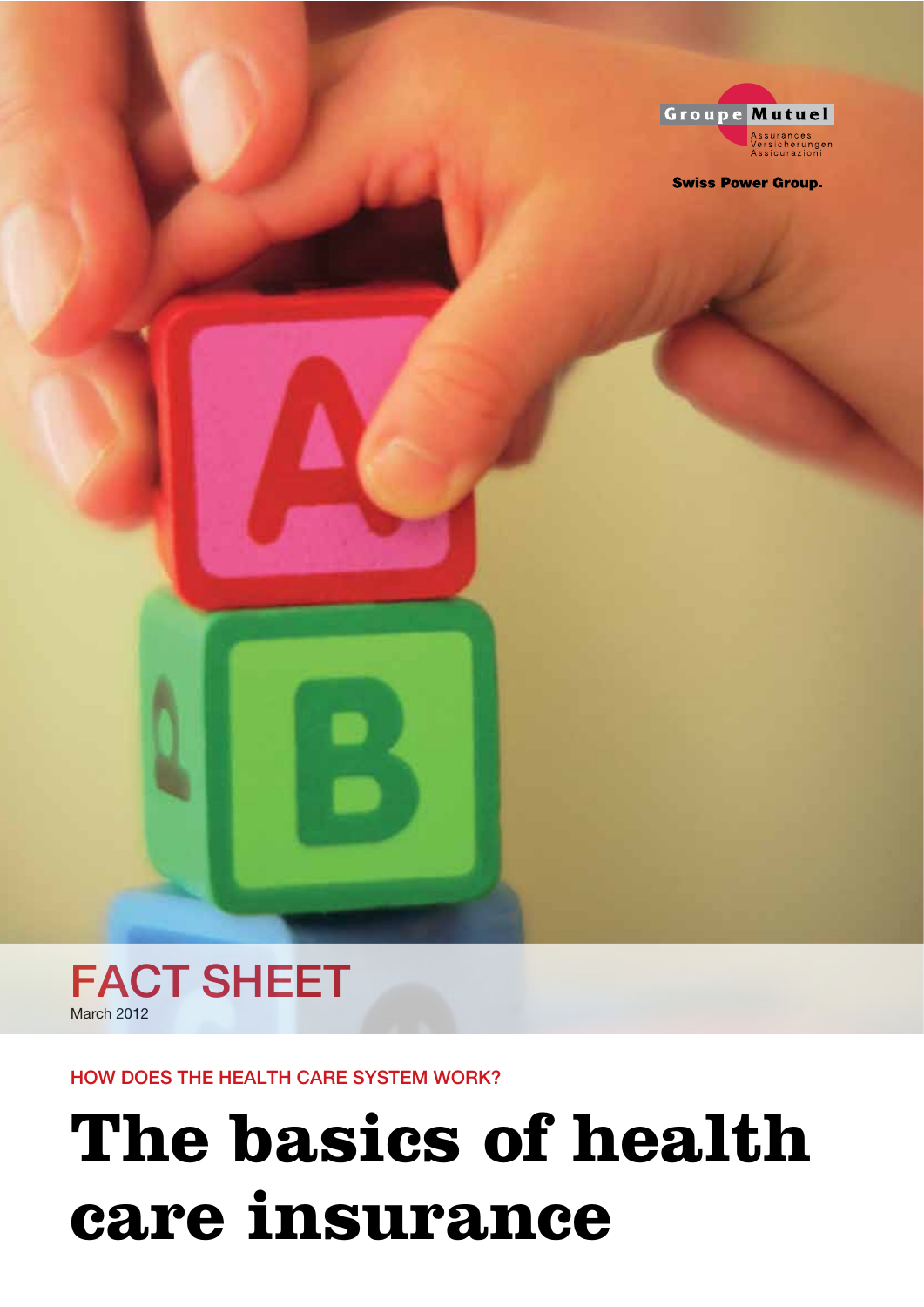Groupe Mutuel

Assurances
Versicherungen
Assicurazioni

**Swiss Power Group.**

# FACT SHEET

March 2012

HOW DOES THE HEALTH CARE SYSTEM WORK?

# The basics of health care insurance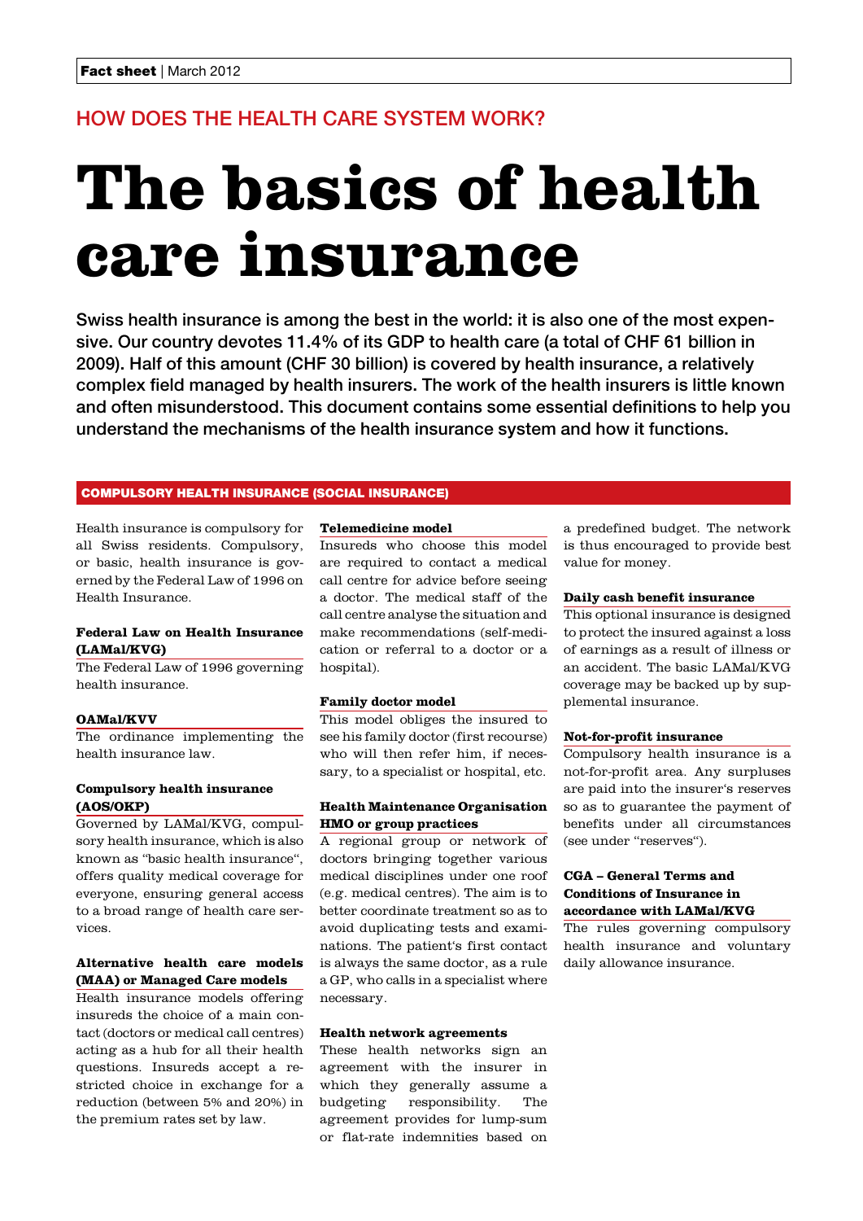**Fact sheet** | March 2012

## HOW DOES THE HEALTH CARE SYSTEM WORK?

# The basics of health care insurance

**Swiss health insurance is among the best in the world: it is also one of the most expensive. Our country devotes 11.4% of its GDP to health care (a total of CHF 61 billion in 2009). Half of this amount (CHF 30 billion) is covered by health insurance, a relatively complex field managed by health insurers. The work of the health insurers is little known and often misunderstood. This document contains some essential definitions to help you understand the mechanisms of the health insurance system and how it functions.**

## COMPULSORY HEALTH INSURANCE (SOCIAL INSURANCE)

Health insurance is compulsory for all Swiss residents. Compulsory, or basic, health insurance is governed by the Federal Law of 1996 on Health Insurance.

### Federal Law on Health Insurance (LAMal/KVG)

The Federal Law of 1996 governing health insurance.

### OAMal/KVV

The ordinance implementing the health insurance law.

### Compulsory health insurance (AOS/OKP)

Governed by LAMal/KVG, compulsory health insurance, which is also known as "basic health insurance", offers quality medical coverage for everyone, ensuring general access to a broad range of health care services.

### Alternative health care models (MAA) or Managed Care models

Health insurance models offering insureds the choice of a main contact (doctors or medical call centres) acting as a hub for all their health questions. Insureds accept a restricted choice in exchange for a reduction (between 5% and 20%) in the premium rates set by law.

### Telemedicine model

Insureds who choose this model are required to contact a medical call centre for advice before seeing a doctor. The medical staff of the call centre analyse the situation and make recommendations (self-medication or referral to a doctor or a hospital).

### Family doctor model

This model obliges the insured to see his family doctor (first recourse) who will then refer him, if necessary, to a specialist or hospital, etc.

### Health Maintenance Organisation HMO or group practices

A regional group or network of doctors bringing together various medical disciplines under one roof (e.g. medical centres). The aim is to better coordinate treatment so as to avoid duplicating tests and examinations. The patient's first contact is always the same doctor, as a rule a GP, who calls in a specialist where necessary.

### Health network agreements

These health networks sign an agreement with the insurer in which they generally assume a budgeting responsibility. The agreement provides for lump-sum or flat-rate indemnities based on a predefined budget. The network is thus encouraged to provide best value for money.

### Daily cash benefit insurance

This optional insurance is designed to protect the insured against a loss of earnings as a result of illness or an accident. The basic LAMal/KVG coverage may be backed up by supplemental insurance.

### Not-for-profit insurance

Compulsory health insurance is a not-for-profit area. Any surpluses are paid into the insurer's reserves so as to guarantee the payment of benefits under all circumstances (see under "reserves").

### CGA – General Terms and Conditions of Insurance in accordance with LAMal/KVG

The rules governing compulsory health insurance and voluntary daily allowance insurance.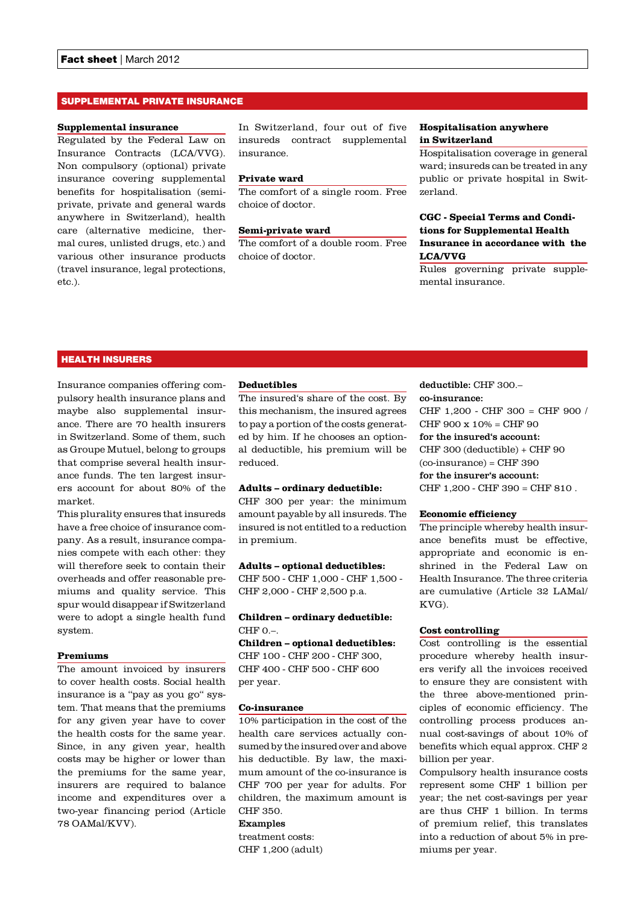## SUPPLEMENTAL PRIVATE INSURANCE

**Supplemental insurance**
Regulated by the Federal Law on Insurance Contracts (LCA/VVG). Non compulsory (optional) private insurance covering supplemental benefits for hospitalisation (semi-private, private and general wards anywhere in Switzerland), health care (alternative medicine, thermal cures, unlisted drugs, etc.) and various other insurance products (travel insurance, legal protections, etc.).

In Switzerland, four out of five insureds contract supplemental insurance.

**Private ward**
The comfort of a single room. Free choice of doctor.

**Semi-private ward**
The comfort of a double room. Free choice of doctor.

**Hospitalisation anywhere in Switzerland**
Hospitalisation coverage in general ward; insureds can be treated in any public or private hospital in Switzerland.

**CGC - Special Terms and Conditions for Supplemental Health Insurance in accordance with the LCA/VVG**
Rules governing private supplemental insurance.

## HEALTH INSURERS

Insurance companies offering compulsory health insurance plans and maybe also supplemental insurance. There are 70 health insurers in Switzerland. Some of them, such as Groupe Mutuel, belong to groups that comprise several health insurance funds. The ten largest insurers account for about 80% of the market.

This plurality ensures that insureds have a free choice of insurance company. As a result, insurance companies compete with each other: they will therefore seek to contain their overheads and offer reasonable premiums and quality service. This spur would disappear if Switzerland were to adopt a single health fund system.

**Premiums**
The amount invoiced by insurers to cover health costs. Social health insurance is a "pay as you go" system. That means that the premiums for any given year have to cover the health costs for the same year. Since, in any given year, health costs may be higher or lower than the premiums for the same year, insurers are required to balance income and expenditures over a two-year financing period (Article 78 OAMal/KVV).

**Deductibles**
The insured's share of the cost. By this mechanism, the insured agrees to pay a portion of the costs generated by him. If he chooses an optional deductible, his premium will be reduced.

**Adults – ordinary deductible:**
CHF 300 per year: the minimum amount payable by all insureds. The insured is not entitled to a reduction in premium.

**Adults – optional deductibles:**
CHF 500 - CHF 1,000 - CHF 1,500 - CHF 2,000 - CHF 2,500 p.a.

**Children – ordinary deductible:**
CHF 0.–.
**Children – optional deductibles:**
CHF 100 - CHF 200 - CHF 300, CHF 400 - CHF 500 - CHF 600 per year.

**Co-insurance**
10% participation in the cost of the health care services actually consumed by the insured over and above his deductible. By law, the maximum amount of the co-insurance is CHF 700 per year for adults. For children, the maximum amount is CHF 350.

**Examples**
treatment costs:
CHF 1,200 (adult)
**deductible:** CHF 300.–
**co-insurance:**
CHF 1,200 - CHF 300 = CHF 900 /
CHF 900 x 10% = CHF 90
**for the insured's account:**
CHF 300 (deductible) + CHF 90 (co-insurance) = CHF 390
**for the insurer's account:**
CHF 1,200 - CHF 390 = CHF 810 .

**Economic efficiency**
The principle whereby health insurance benefits must be effective, appropriate and economic is enshrined in the Federal Law on Health Insurance. The three criteria are cumulative (Article 32 LAMal/KVG).

**Cost controlling**
Cost controlling is the essential procedure whereby health insurers verify all the invoices received to ensure they are consistent with the three above-mentioned principles of economic efficiency. The controlling process produces annual cost-savings of about 10% of benefits which equal approx. CHF 2 billion per year.

Compulsory health insurance costs represent some CHF 1 billion per year; the net cost-savings per year are thus CHF 1 billion. In terms of premium relief, this translates into a reduction of about 5% in premiums per year.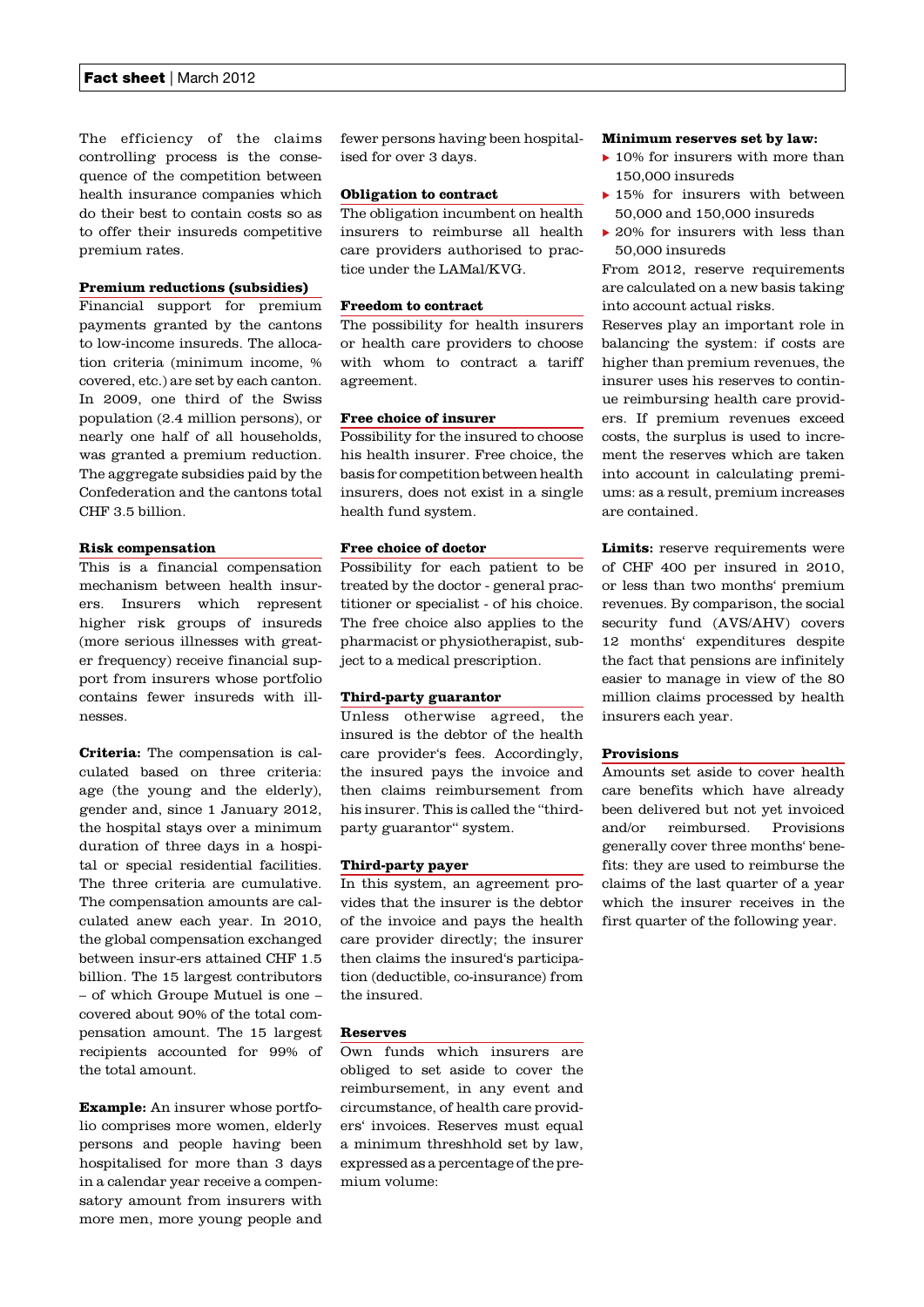The efficiency of the claims controlling process is the consequence of the competition between health insurance companies which do their best to contain costs so as to offer their insureds competitive premium rates.

### Premium reductions (subsidies)

Financial support for premium payments granted by the cantons to low-income insureds. The allocation criteria (minimum income, % covered, etc.) are set by each canton. In 2009, one third of the Swiss population (2.4 million persons), or nearly one half of all households, was granted a premium reduction. The aggregate subsidies paid by the Confederation and the cantons total CHF 3.5 billion.

### Risk compensation

This is a financial compensation mechanism between health insurers. Insurers which represent higher risk groups of insureds (more serious illnesses with greater frequency) receive financial support from insurers whose portfolio contains fewer insureds with illnesses.

**Criteria:** The compensation is calculated based on three criteria: age (the young and the elderly), gender and, since 1 January 2012, the hospital stays over a minimum duration of three days in a hospital or special residential facilities. The three criteria are cumulative. The compensation amounts are calculated anew each year. In 2010, the global compensation exchanged between insur-ers attained CHF 1.5 billion. The 15 largest contributors – of which Groupe Mutuel is one – covered about 90% of the total compensation amount. The 15 largest recipients accounted for 99% of the total amount.

**Example:** An insurer whose portfolio comprises more women, elderly persons and people having been hospitalised for more than 3 days in a calendar year receive a compensatory amount from insurers with more men, more young people and fewer persons having been hospitalised for over 3 days.

### Obligation to contract

The obligation incumbent on health insurers to reimburse all health care providers authorised to practice under the LAMal/KVG.

### Freedom to contract

The possibility for health insurers or health care providers to choose with whom to contract a tariff agreement.

### Free choice of insurer

Possibility for the insured to choose his health insurer. Free choice, the basis for competition between health insurers, does not exist in a single health fund system.

### Free choice of doctor

Possibility for each patient to be treated by the doctor - general practitioner or specialist - of his choice. The free choice also applies to the pharmacist or physiotherapist, subject to a medical prescription.

### Third-party guarantor

Unless otherwise agreed, the insured is the debtor of the health care provider's fees. Accordingly, the insured pays the invoice and then claims reimbursement from his insurer. This is called the "third-party guarantor" system.

### Third-party payer

In this system, an agreement provides that the insurer is the debtor of the invoice and pays the health care provider directly; the insurer then claims the insured's participation (deductible, co-insurance) from the insured.

### Reserves

Own funds which insurers are obliged to set aside to cover the reimbursement, in any event and circumstance, of health care providers' invoices. Reserves must equal a minimum threshhold set by law, expressed as a percentage of the premium volume:

**Minimum reserves set by law:**

- 10% for insurers with more than 150,000 insureds
- 15% for insurers with between 50,000 and 150,000 insureds
- 20% for insurers with less than 50,000 insureds

From 2012, reserve requirements are calculated on a new basis taking into account actual risks.

Reserves play an important role in balancing the system: if costs are higher than premium revenues, the insurer uses his reserves to continue reimbursing health care providers. If premium revenues exceed costs, the surplus is used to increment the reserves which are taken into account in calculating premiums: as a result, premium increases are contained.

**Limits:** reserve requirements were of CHF 400 per insured in 2010, or less than two months' premium revenues. By comparison, the social security fund (AVS/AHV) covers 12 months' expenditures despite the fact that pensions are infinitely easier to manage in view of the 80 million claims processed by health insurers each year.

### Provisions

Amounts set aside to cover health care benefits which have already been delivered but not yet invoiced and/or reimbursed. Provisions generally cover three months' benefits: they are used to reimburse the claims of the last quarter of a year which the insurer receives in the first quarter of the following year.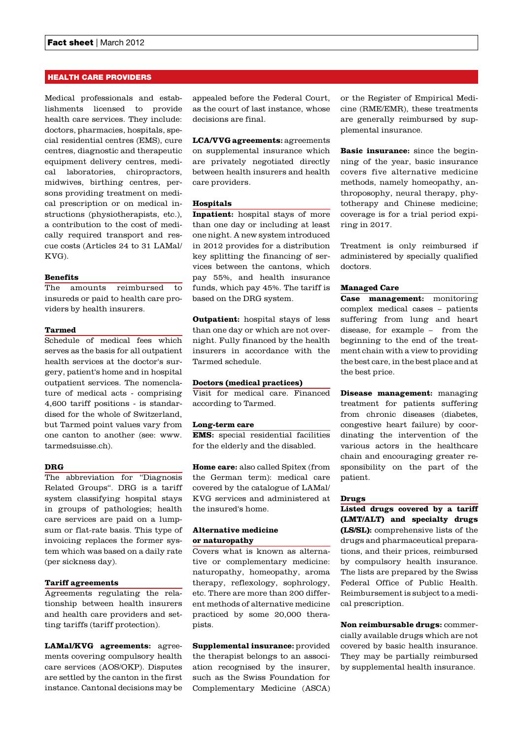## HEALTH CARE PROVIDERS

Medical professionals and establishments licensed to provide health care services. They include: doctors, pharmacies, hospitals, special residential centres (EMS), cure centres, diagnostic and therapeutic equipment delivery centres, medical laboratories, chiropractors, midwives, birthing centres, persons providing treatment on medical prescription or on medical instructions (physiotherapists, etc.), a contribution to the cost of medically required transport and rescue costs (Articles 24 to 31 LAMal/KVG).

### Benefits

The amounts reimbursed to insureds or paid to health care providers by health insurers.

### Tarmed

Schedule of medical fees which serves as the basis for all outpatient health services at the doctor's surgery, patient's home and in hospital outpatient services. The nomenclature of medical acts - comprising 4,600 tariff positions - is standardised for the whole of Switzerland, but Tarmed point values vary from one canton to another (see: www.tarmedsuisse.ch).

### DRG

The abbreviation for "Diagnosis Related Groups". DRG is a tariff system classifying hospital stays in groups of pathologies; health care services are paid on a lump-sum or flat-rate basis. This type of invoicing replaces the former system which was based on a daily rate (per sickness day).

### Tariff agreements

Agreements regulating the relationship between health insurers and health care providers and setting tariffs (tariff protection).

**LAMal/KVG agreements:** agreements covering compulsory health care services (AOS/OKP). Disputes are settled by the canton in the first instance. Cantonal decisions may be appealed before the Federal Court, as the court of last instance, whose decisions are final.

**LCA/VVG agreements:** agreements on supplemental insurance which are privately negotiated directly between health insurers and health care providers.

### Hospitals

**Inpatient:** hospital stays of more than one day or including at least one night. A new system introduced in 2012 provides for a distribution key splitting the financing of services between the cantons, which pay 55%, and health insurance funds, which pay 45%. The tariff is based on the DRG system.

**Outpatient:** hospital stays of less than one day or which are not overnight. Fully financed by the health insurers in accordance with the Tarmed schedule.

### Doctors (medical practices)

Visit for medical care. Financed according to Tarmed.

### Long-term care

**EMS:** special residential facilities for the elderly and the disabled.

**Home care:** also called Spitex (from the German term): medical care covered by the catalogue of LAMal/KVG services and administered at the insured's home.

### Alternative medicine or naturopathy

Covers what is known as alternative or complementary medicine: naturopathy, homeopathy, aroma therapy, reflexology, sophrology, etc. There are more than 200 different methods of alternative medicine practiced by some 20,000 therapists.

**Supplemental insurance:** provided the therapist belongs to an association recognised by the insurer, such as the Swiss Foundation for Complementary Medicine (ASCA) or the Register of Empirical Medicine (RME/EMR), these treatments are generally reimbursed by supplemental insurance.

**Basic insurance:** since the beginning of the year, basic insurance covers five alternative medicine methods, namely homeopathy, anthroposophy, neural therapy, phytotherapy and Chinese medicine; coverage is for a trial period expiring in 2017.

Treatment is only reimbursed if administered by specially qualified doctors.

### Managed Care

**Case management:** monitoring complex medical cases – patients suffering from lung and heart disease, for example – from the beginning to the end of the treatment chain with a view to providing the best care, in the best place and at the best price.

**Disease management:** managing treatment for patients suffering from chronic diseases (diabetes, congestive heart failure) by coordinating the intervention of the various actors in the healthcare chain and encouraging greater responsibility on the part of the patient.

### Drugs

**Listed drugs covered by a tariff (LMT/ALT) and specialty drugs (LS/SL):** comprehensive lists of the drugs and pharmaceutical preparations, and their prices, reimbursed by compulsory health insurance. The lists are prepared by the Swiss Federal Office of Public Health. Reimbursement is subject to a medical prescription.

**Non reimbursable drugs:** commercially available drugs which are not covered by basic health insurance. They may be partially reimbursed by supplemental health insurance.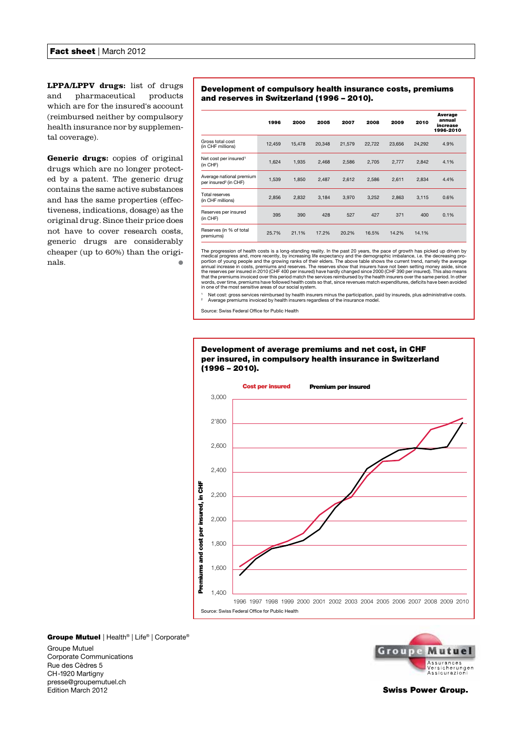**LPPA/LPPV drugs:** list of drugs and pharmaceutical products which are for the insured's account (reimbursed neither by compulsory health insurance nor by supplemental coverage).

**Generic drugs:** copies of original drugs which are no longer protected by a patent. The generic drug contains the same active substances and has the same properties (effectiveness, indications, dosage) as the original drug. Since their price does not have to cover research costs, generic drugs are considerably cheaper (up to 60%) than the originals.

## Development of compulsory health insurance costs, premiums and reserves in Switzerland (1996 – 2010).

| | 1996 | 2000 | 2005 | 2007 | 2008 | 2009 | 2010 | Average annual increase 1996-2010 |
|---|---|---|---|---|---|---|---|---|
| Gross total cost (in CHF millions) | 12,459 | 15,478 | 20,348 | 21,579 | 22,722 | 23,656 | 24,292 | 4.9% |
| Net cost per insured[1] (in CHF) | 1,624 | 1,935 | 2,468 | 2,586 | 2,705 | 2,777 | 2,842 | 4.1% |
| Average national premium per insured[2] (in CHF) | 1,539 | 1,850 | 2,487 | 2,612 | 2,586 | 2,611 | 2,834 | 4.4% |
| Total reserves (in CHF millions) | 2,856 | 2,832 | 3,184 | 3,970 | 3,252 | 2,863 | 3,115 | 0.6% |
| Reserves per insured (in CHF) | 395 | 390 | 428 | 527 | 427 | 371 | 400 | 0.1% |
| Reserves (in % of total premiums) | 25.7% | 21.1% | 17.2% | 20.2% | 16.5% | 14.2% | 14.1% | |

The progression of health costs is a long-standing reality. In the past 20 years, the pace of growth has picked up driven by medical progress and, more recently, by increasing life expectancy and the demographic imbalance, i.e. the decreasing proportion of young people and the growing ranks of their elders. The above table shows the current trend, namely the average annual increase in costs, premiums and reserves. The reserves show that insurers have not been setting money aside, since the reserves per insured in 2010 (CHF 400 per insured) have hardly changed since 2000 (CHF 390 per insured). This also means that the premiums invoiced over this period match the services reimbursed by the health insurers over the same period. In other words, over time, premiums have followed health costs so that, since revenues match expenditures, deficits have been avoided in one of the most sensitive areas of our social system.

[1] Net cost: gross services reimbursed by health insurers minus the participation, paid by insureds, plus administrative costs.
[2] Average premiums invoiced by health insurers regardless of the insurance model.

Source: Swiss Federal Office for Public Health

## Development of average premiums and net cost, in CHF per insured, in compulsory health insurance in Switzerland (1996 – 2010).

Cost per insured
Premium per insured

Premiums and cost per insured, in CHF

3,000
2'800
2,600
2,400
2,200
2,000
1,800
1,600
1,400

1996 1997 1998 1999 2000 2001 2002 2003 2004 2005 2006 2007 2008 2009 2010

Source: Swiss Federal Office for Public Health

**Groupe Mutuel** | Health® | Life® | Corporate®

Groupe Mutuel
Corporate Communications
Rue des Cèdres 5
CH-1920 Martigny
presse@groupemutuel.ch
Edition March 2012

Groupe Mutuel
Assurances
Versicherungen
Assicurazioni

**Swiss Power Group.**